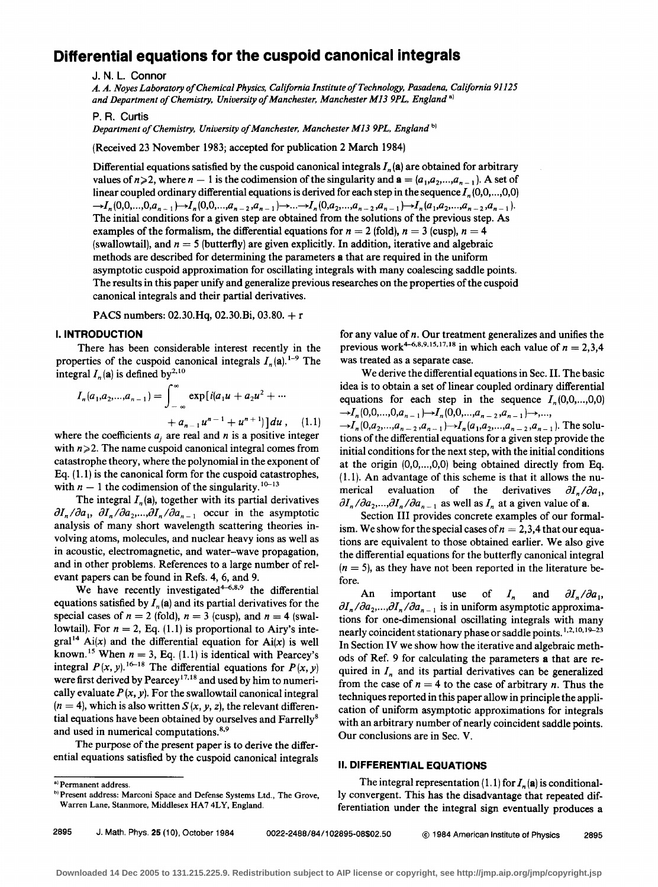# Differential equations for the cuspoid canonical integrals

J. N. L. Connor

*A. A. Noyes Laboratory of Chemical Physics, California Institute of Technology, Pasadena, California 91125 and Department of Chemistry, University of Manchester, Manchester M13 9PL, England* [a]

P. R. Curtis

*Department of Chemistry, University of Manchester, Manchester M13 9PL, England* [b]

(Received 23 November 1983; accepted for publication 2 March 1984)

Differential equations satisfied by the cuspoid canonical integrals $I_n(\mathbf{a})$ are obtained for arbitrary values of $n \geqslant 2$, where $n-1$ is the codimension of the singularity and $\mathbf{a} = (a_1, a_2, \ldots, a_{n-1})$. A set of linear coupled ordinary differential equations is derived for each step in the sequence $I_n(0,0,\ldots,0,0) \rightarrow I_n(0,0,\ldots,0,a_{n-1}) \rightarrow I_n(0,0,\ldots,a_{n-2},a_{n-1}) \rightarrow \ldots \rightarrow I_n(0,a_2,\ldots,a_{n-2},a_{n-1}) \rightarrow I_n(a_1,a_2,\ldots,a_{n-2},a_{n-1})$. The initial conditions for a given step are obtained from the solutions of the previous step. As examples of the formalism, the differential equations for $n=2$ (fold), $n=3$ (cusp), $n=4$ (swallowtail), and $n=5$ (butterfly) are given explicitly. In addition, iterative and algebraic methods are described for determining the parameters $\mathbf{a}$ that are required in the uniform asymptotic cuspoid approximation for oscillating integrals with many coalescing saddle points. The results in this paper unify and generalize previous researches on the properties of the cuspoid canonical integrals and their partial derivatives.

PACS numbers: 02.30.Hq, 02.30.Bi, 03.80. + r

## I. INTRODUCTION

There has been considerable interest recently in the properties of the cuspoid canonical integrals $I_n(\mathbf{a})$.[1–9] The integral $I_n(\mathbf{a})$ is defined by[2,10]

$$I_n(a_1,a_2,\ldots,a_{n-1}) = \int_{-\infty}^{\infty} \exp[i(a_1 u + a_2 u^2 + \cdots + a_{n-1}u^{n-1} + u^{n+1})]\,du, \quad (1.1)$$

where the coefficients $a_j$ are real and $n$ is a positive integer with $n \geqslant 2$. The name cuspoid canonical integral comes from catastrophe theory, where the polynomial in the exponent of Eq. (1.1) is the canonical form for the cuspoid catastrophes, with $n-1$ the codimension of the singularity.[10–13]

The integral $I_n(\mathbf{a})$, together with its partial derivatives $\partial I_n/\partial a_1$, $\partial I_n/\partial a_2, \ldots, \partial I_n/\partial a_{n-1}$ occur in the asymptotic analysis of many short wavelength scattering theories involving atoms, molecules, and nuclear heavy ions as well as in acoustic, electromagnetic, and water–wave propagation, and in other problems. References to a large number of relevant papers can be found in Refs. 4, 6, and 9.

We have recently investigated[4–6,8,9] the differential equations satisfied by $I_n(\mathbf{a})$ and its partial derivatives for the special cases of $n=2$ (fold), $n=3$ (cusp), and $n=4$ (swallowtail). For $n=2$, Eq. (1.1) is proportional to Airy's integral[14] $\mathrm{Ai}(x)$ and the differential equation for $\mathrm{Ai}(x)$ is well known.[15] When $n=3$, Eq. (1.1) is identical with Pearcey's integral $P(x,y)$.[16–18] The differential equations for $P(x,y)$ were first derived by Pearcey[17,18] and used by him to numerically evaluate $P(x,y)$. For the swallowtail canonical integral ($n=4$), which is also written $S(x,y,z)$, the relevant differential equations have been obtained by ourselves and Farrelly[8] and used in numerical computations.[8,9]

The purpose of the present paper is to derive the differential equations satisfied by the cuspoid canonical integrals for any value of $n$. Our treatment generalizes and unifies the previous work[4–6,8,9,15,17,18] in which each value of $n = 2,3,4$ was treated as a separate case.

We derive the differential equations in Sec. II. The basic idea is to obtain a set of linear coupled ordinary differential equations for each step in the sequence $I_n(0,0,\ldots,0,0) \rightarrow I_n(0,0,\ldots,0,a_{n-1}) \rightarrow I_n(0,0,\ldots,a_{n-2},a_{n-1}) \rightarrow \ldots, \rightarrow I_n(0,a_2,\ldots,a_{n-2},a_{n-1}) \rightarrow I_n(a_1,a_2,\ldots,a_{n-2},a_{n-1})$. The solutions of the differential equations for a given step provide the initial conditions for the next step, with the initial conditions at the origin $(0,0,\ldots,0,0)$ being obtained directly from Eq. (1.1). An advantage of this scheme is that it allows the numerical evaluation of the derivatives $\partial I_n/\partial a_1$, $\partial I_n/\partial a_2, \ldots, \partial I_n/\partial a_{n-1}$ as well as $I_n$ at a given value of $\mathbf{a}$.

Section III provides concrete examples of our formalism. We show for the special cases of $n = 2,3,4$ that our equations are equivalent to those obtained earlier. We also give the differential equations for the butterfly canonical integral ($n=5$), as they have not been reported in the literature before.

An important use of $I_n$ and $\partial I_n/\partial a_1$, $\partial I_n/\partial a_2, \ldots, \partial I_n/\partial a_{n-1}$ is in uniform asymptotic approximations for one-dimensional oscillating integrals with many nearly coincident stationary phase or saddle points.[1,2,10,19–23] In Section IV we show how the iterative and algebraic methods of Ref. 9 for calculating the parameters $\mathbf{a}$ that are required in $I_n$ and its partial derivatives can be generalized from the case of $n=4$ to the case of arbitrary $n$. Thus the techniques reported in this paper allow in principle the application of uniform asymptotic approximations for integrals with an arbitrary number of nearly coincident saddle points. Our conclusions are in Sec. V.

## II. DIFFERENTIAL EQUATIONS

The integral representation (1.1) for $I_n(\mathbf{a})$ is conditionally convergent. This has the disadvantage that repeated differentiation under the integral sign eventually produces a

[a] Permanent address.

[b] Present address: Marconi Space and Defense Systems Ltd., The Grove, Warren Lane, Stanmore, Middlesex HA7 4LY, England.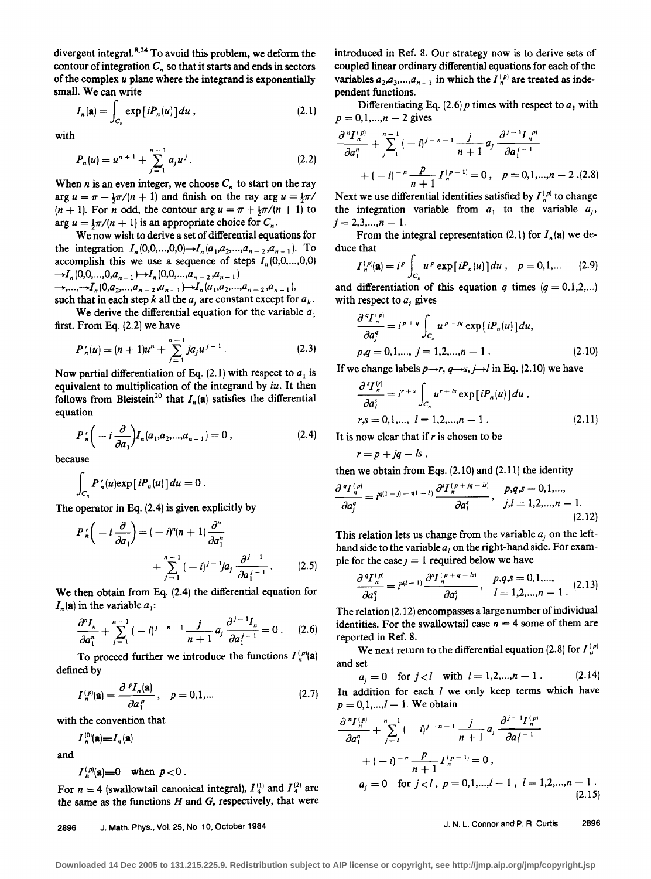divergent integral.[8,24] To avoid this problem, we deform the contour of integration $C_n$ so that it starts and ends in sectors of the complex $u$ plane where the integrand is exponentially small. We can write

$$I_n(\mathbf{a}) = \int_{C_n} \exp[iP_n(u)]\,du\,, \tag{2.1}$$

with

$$P_n(u) = u^{n+1} + \sum_{j=1}^{n-1} a_j u^j\,. \tag{2.2}$$

When $n$ is an even integer, we choose $C_n$ to start on the ray $\arg u = \pi - \frac{1}{2}\pi/(n+1)$ and finish on the ray $\arg u = \frac{1}{2}\pi/(n+1)$. For $n$ odd, the contour $\arg u = \pi + \frac{1}{2}\pi/(n+1)$ to $\arg u = \frac{1}{2}\pi/(n+1)$ is an appropriate choice for $C_n$.

We now wish to derive a set of differential equations for the integration $I_n(0,0,\ldots,0,0) \rightarrow I_n(a_1,a_2,\ldots,a_{n-2},a_{n-1})$. To accomplish this we use a sequence of steps $I_n(0,0,\ldots,0,0) \rightarrow I_n(0,0,\ldots,0,a_{n-1}) \rightarrow I_n(0,0,\ldots,a_{n-2},a_{n-1}) \rightarrow,\ldots,\rightarrow I_n(0,a_2,\ldots,a_{n-2},a_{n-1}) \rightarrow I_n(a_1,a_2,\ldots,a_{n-2},a_{n-1})$, such that in each step $k$ all the $a_j$ are constant except for $a_k$.

We derive the differential equation for the variable $a_1$ first. From Eq. (2.2) we have

$$P_n'(u) = (n+1)u^n + \sum_{j=1}^{n-1} j a_j u^{j-1}\,. \tag{2.3}$$

Now partial differentiation of Eq. (2.1) with respect to $a_1$ is equivalent to multiplication of the integrand by $iu$. It then follows from Bleistein[20] that $I_n(\mathbf{a})$ satisfies the differential equation

$$P_n'\Big(-i\frac{\partial}{\partial a_1}\Big) I_n(a_1,a_2,\ldots,a_{n-1}) = 0\,, \tag{2.4}$$

because

$$\int_{C_n} P_n'(u)\exp[iP_n(u)]\,du = 0\,.$$

The operator in Eq. (2.4) is given explicitly by

$$P_n'\Big(-i\frac{\partial}{\partial a_1}\Big) = (-i)^n(n+1)\frac{\partial^n}{\partial a_1^n} + \sum_{j=1}^{n-1}(-i)^{j-1} j a_j \frac{\partial^{j-1}}{\partial a_1^{j-1}}\,. \tag{2.5}$$

We then obtain from Eq. (2.4) the differential equation for $I_n(\mathbf{a})$ in the variable $a_1$:

$$\frac{\partial^n I_n}{\partial a_1^n} + \sum_{j=1}^{n-1}(-i)^{j-n-1}\frac{j}{n+1} a_j \frac{\partial^{j-1} I_n}{\partial a_1^{j-1}} = 0\,. \tag{2.6}$$

To proceed further we introduce the functions $I_n^{(p)}(\mathbf{a})$ defined by

$$I_n^{(p)}(\mathbf{a}) = \frac{\partial^p I_n(\mathbf{a})}{\partial a_1^p}\,, \quad p = 0,1,\ldots \tag{2.7}$$

with the convention that

$$I_n^{(0)}(\mathbf{a}) \equiv I_n(\mathbf{a})$$

and

$$I_n^{(p)}(\mathbf{a}) \equiv 0 \quad \text{when } p < 0\,.$$

For $n = 4$ (swallowtail canonical integral), $I_4^{(1)}$ and $I_4^{(2)}$ are the same as the functions $H$ and $G$, respectively, that were introduced in Ref. 8. Our strategy now is to derive sets of coupled linear ordinary differential equations for each of the variables $a_2,a_3,\ldots,a_{n-1}$ in which the $I_n^{(p)}$ are treated as independent functions.

Differentiating Eq. (2.6) $p$ times with respect to $a_1$ with $p = 0,1,\ldots,n-2$ gives

$$\frac{\partial^n I_n^{(p)}}{\partial a_1^n} + \sum_{j=1}^{n-1}(-i)^{j-n-1}\frac{j}{n+1} a_j \frac{\partial^{j-1} I_n^{(p)}}{\partial a_1^{j-1}} + (-i)^{-n}\frac{p}{n+1} I_n^{(p-1)} = 0\,, \quad p = 0,1,\ldots,n-2\,. \tag{2.8}$$

Next we use differential identities satisfied by $I_n^{(p)}$ to change the integration variable from $a_1$ to the variable $a_j$, $j = 2,3,\ldots,n-1$.

From the integral representation (2.1) for $I_n(\mathbf{a})$ we deduce that

$$I_n^{(p)}(\mathbf{a}) = i^p \int_{C_n} u^p \exp[iP_n(u)]\,du\,, \quad p = 0,1,\ldots \tag{2.9}$$

and differentiation of this equation $q$ times ($q = 0,1,2,\ldots$) with respect to $a_j$ gives

$$\frac{\partial^q I_n^{(p)}}{\partial a_j^q} = i^{p+q}\int_{C_n} u^{p+jq}\exp[iP_n(u)]\,du, \quad p,q = 0,1,\ldots,\ j = 1,2,\ldots,n-1\,. \tag{2.10}$$

If we change labels $p \rightarrow r$, $q \rightarrow s$, $j \rightarrow l$ in Eq. (2.10) we have

$$\frac{\partial^s I_n^{(r)}}{\partial a_l^s} = i^{r+s}\int_{C_n} u^{r+ls}\exp[iP_n(u)]\,du\,, \quad r,s = 0,1,\ldots,\ l = 1,2,\ldots,n-1\,. \tag{2.11}$$

It is now clear that if $r$ is chosen to be

$$r = p + jq - ls\,,$$

then we obtain from Eqs. (2.10) and (2.11) the identity

$$\frac{\partial^q I_n^{(p)}}{\partial a_j^q} = i^{q(1-j)-s(1-l)}\frac{\partial^s I_n^{(p+jq-ls)}}{\partial a_l^s}\,, \quad p,q,s = 0,1,\ldots,\ j,l = 1,2,\ldots,n-1\,. \tag{2.12}$$

This relation lets us change from the variable $a_j$ on the left-hand side to the variable $a_l$ on the right-hand side. For example for the case $j = 1$ required below we have

$$\frac{\partial^q I_n^{(p)}}{\partial a_1^q} = i^{s(l-1)}\frac{\partial^s I_n^{(p+q-ls)}}{\partial a_l^s}\,, \quad p,q,s = 0,1,\ldots,\ l = 1,2,\ldots,n-1\,. \tag{2.13}$$

The relation (2.12) encompasses a large number of individual identities. For the swallowtail case $n = 4$ some of them are reported in Ref. 8.

We next return to the differential equation (2.8) for $I_n^{(p)}$ and set

$$a_j = 0 \quad \text{for } j < l \quad \text{with } l = 1,2,\ldots,n-1\,. \tag{2.14}$$

In addition for each $l$ we only keep terms which have $p = 0,1,\ldots,l-1$. We obtain

$$\frac{\partial^n I_n^{(p)}}{\partial a_1^n} + \sum_{j=l}^{n-1}(-i)^{j-n-1}\frac{j}{n+1} a_j \frac{\partial^{j-1} I_n^{(p)}}{\partial a_1^{j-1}} + (-i)^{-n}\frac{p}{n+1} I_n^{(p-1)} = 0\,,$$
$$a_j = 0 \quad \text{for } j < l\,,\ p = 0,1,\ldots,l-1\,,\ l = 1,2,\ldots,n-1\,. \tag{2.15}$$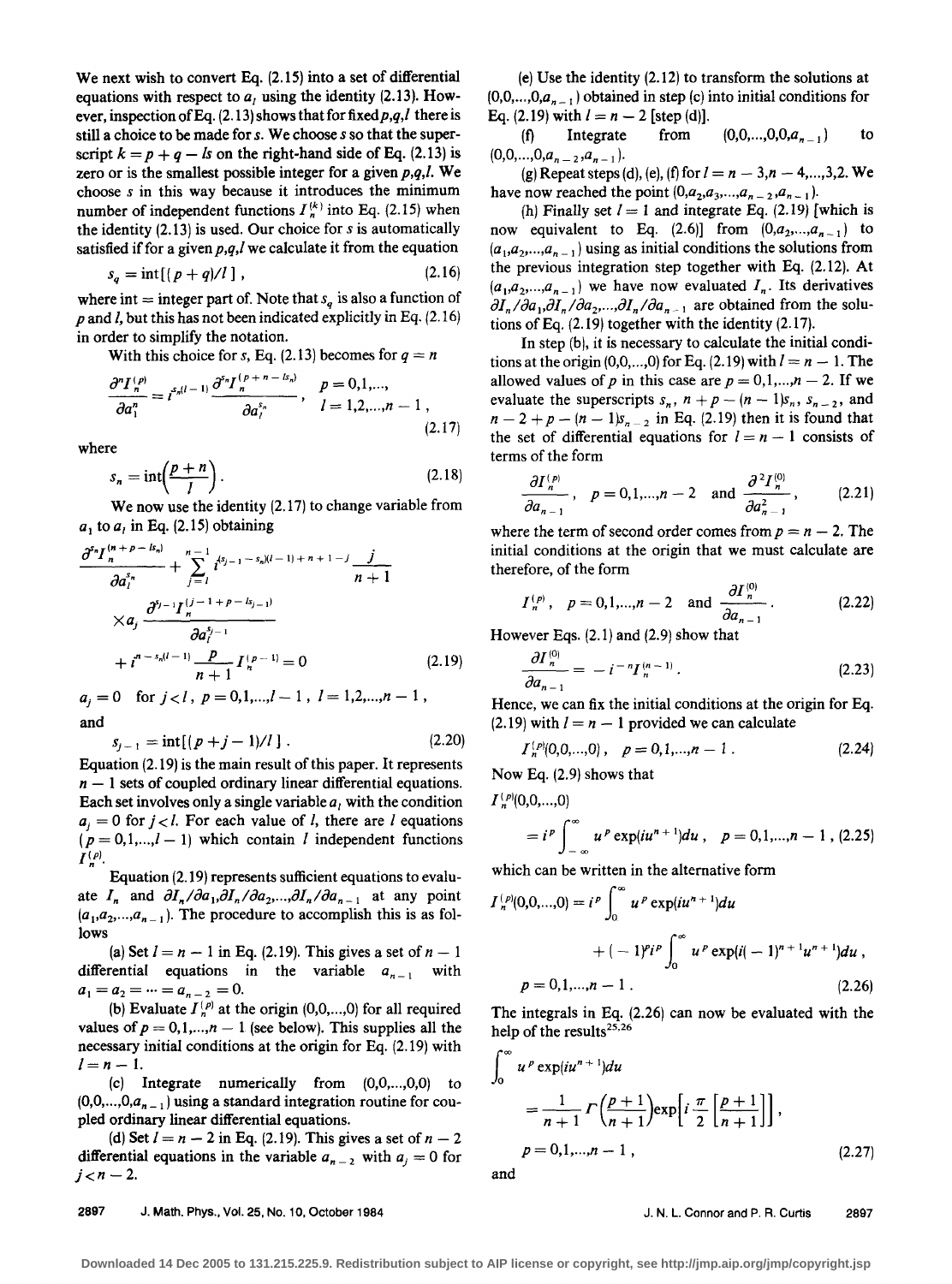We next wish to convert Eq. (2.15) into a set of differential equations with respect to $a_l$ using the identity (2.13). However, inspection of Eq. (2.13) shows that for fixed $p,q,l$ there is still a choice to be made for $s$. We choose $s$ so that the superscript $k = p + q - ls$ on the right-hand side of Eq. (2.13) is zero or is the smallest possible integer for a given $p,q,l$. We choose $s$ in this way because it introduces the minimum number of independent functions $I_n^{(k)}$ into Eq. (2.15) when the identity (2.13) is used. Our choice for $s$ is automatically satisfied if for a given $p,q,l$ we calculate it from the equation

$$s_q = \text{int}[(p+q)/l], \tag{2.16}$$

where int = integer part of. Note that $s_q$ is also a function of $p$ and $l$, but this has not been indicated explicitly in Eq. (2.16) in order to simplify the notation.

With this choice for $s$, Eq. (2.13) becomes for $q = n$

$$\frac{\partial^n I_n^{(p)}}{\partial a_1^n} = i^{s_n(l-1)} \frac{\partial^{s_n} I_n^{(p+n-ls_n)}}{\partial a_l^{s_n}}, \quad \begin{array}{l} p = 0,1,..., \\ l = 1,2,...,n-1, \end{array} \tag{2.17}$$

where

$$s_n = \text{int}\left(\frac{p+n}{l}\right). \tag{2.18}$$

We now use the identity (2.17) to change variable from $a_1$ to $a_l$ in Eq. (2.15) obtaining

$$\frac{\partial^{s_n} I_n^{(n+p-ls_n)}}{\partial a_l^{s_n}} + \sum_{j=l}^{n-1} i^{(s_{j-1}-s_n)(l-1)+n+1-j} \frac{j}{n+1} \times a_j \frac{\partial^{s_{j-1}} I_n^{(j-1+p-ls_{j-1})}}{\partial a_l^{s_{j-1}}} + i^{n-s_n(l-1)} \frac{p}{n+1} I_n^{(p-1)} = 0 \tag{2.19}$$

$a_j = 0$ for $j < l$, $p = 0,1,...,l-1$, $l = 1,2,...,n-1$,

and

$$s_{j-1} = \text{int}[(p+j-1)/l]. \tag{2.20}$$

Equation (2.19) is the main result of this paper. It represents $n-1$ sets of coupled ordinary linear differential equations. Each set involves only a single variable $a_l$ with the condition $a_j = 0$ for $j < l$. For each value of $l$, there are $l$ equations $(p = 0,1,...,l-1)$ which contain $l$ independent functions $I_n^{(p)}$.

Equation (2.19) represents sufficient equations to evaluate $I_n$ and $\partial I_n/\partial a_1, \partial I_n/\partial a_2,...,\partial I_n/\partial a_{n-1}$ at any point $(a_1,a_2,...,a_{n-1})$. The procedure to accomplish this is as follows

(a) Set $l = n-1$ in Eq. (2.19). This gives a set of $n-1$ differential equations in the variable $a_{n-1}$ with $a_1 = a_2 = \cdots = a_{n-2} = 0$.

(b) Evaluate $I_n^{(p)}$ at the origin $(0,0,...,0)$ for all required values of $p = 0,1,...,n-1$ (see below). This supplies all the necessary initial conditions at the origin for Eq. (2.19) with $l = n-1$.

(c) Integrate numerically from $(0,0,...,0,0)$ to $(0,0,...,0,a_{n-1})$ using a standard integration routine for coupled ordinary linear differential equations.

(d) Set $l = n-2$ in Eq. (2.19). This gives a set of $n-2$ differential equations in the variable $a_{n-2}$ with $a_j = 0$ for $j < n-2$.

(e) Use the identity (2.12) to transform the solutions at $(0,0,...,0,a_{n-1})$ obtained in step (c) into initial conditions for Eq. (2.19) with $l = n-2$ [step (d)].

(f) Integrate from $(0,0,...,0,0,a_{n-1})$ to $(0,0,...,0,a_{n-2},a_{n-1})$.

(g) Repeat steps (d), (e), (f) for $l = n-3, n-4,...,3,2$. We have now reached the point $(0,a_2,a_3,...,a_{n-2},a_{n-1})$.

(h) Finally set $l = 1$ and integrate Eq. (2.19) [which is now equivalent to Eq. (2.6)] from $(0,a_2,...,a_{n-1})$ to $(a_1,a_2,...,a_{n-1})$ using as initial conditions the solutions from the previous integration step together with Eq. (2.12). At $(a_1,a_2,...,a_{n-1})$ we have now evaluated $I_n$. Its derivatives $\partial I_n/\partial a_1, \partial I_n/\partial a_2,...,\partial I_n/\partial a_{n-1}$ are obtained from the solutions of Eq. (2.19) together with the identity (2.17).

In step (b), it is necessary to calculate the initial conditions at the origin $(0,0,...,0)$ for Eq. (2.19) with $l = n-1$. The allowed values of $p$ in this case are $p = 0,1,...,n-2$. If we evaluate the superscripts $s_n$, $n+p-(n-1)s_n$, $s_{n-2}$, and $n-2+p-(n-1)s_{n-2}$ in Eq. (2.19) then it is found that the set of differential equations for $l = n-1$ consists of terms of the form

$$\frac{\partial I_n^{(p)}}{\partial a_{n-1}}, \quad p = 0,1,...,n-2 \quad \text{and} \quad \frac{\partial^2 I_n^{(0)}}{\partial a_{n-1}^2}, \tag{2.21}$$

where the term of second order comes from $p = n-2$. The initial conditions at the origin that we must calculate are therefore, of the form

$$I_n^{(p)}, \quad p = 0,1,...,n-2 \quad \text{and} \quad \frac{\partial I_n^{(0)}}{\partial a_{n-1}}. \tag{2.22}$$

However Eqs. (2.1) and (2.9) show that

$$\frac{\partial I_n^{(0)}}{\partial a_{n-1}} = -i^{-n} I_n^{(n-1)}. \tag{2.23}$$

Hence, we can fix the initial conditions at the origin for Eq. (2.19) with $l = n-1$ provided we can calculate

$$I_n^{(p)}(0,0,...,0), \quad p = 0,1,...,n-1. \tag{2.24}$$

Now Eq. (2.9) shows that

$$I_n^{(p)}(0,0,...,0) = i^p \int_{-\infty}^{\infty} u^p \exp(iu^{n+1}) du, \quad p = 0,1,...,n-1, \tag{2.25}$$

which can be written in the alternative form

$$I_n^{(p)}(0,0,...,0) = i^p \int_0^{\infty} u^p \exp(iu^{n+1}) du + (-1)^p i^p \int_0^{\infty} u^p \exp(i(-1)^{n+1} u^{n+1}) du, \quad p = 0,1,...,n-1. \tag{2.26}$$

The integrals in Eq. (2.26) can now be evaluated with the help of the results[25,26]

$$\int_0^{\infty} u^p \exp(iu^{n+1}) du = \frac{1}{n+1} \Gamma\left(\frac{p+1}{n+1}\right) \exp\left[i \frac{\pi}{2} \left[\frac{p+1}{n+1}\right]\right], \quad p = 0,1,...,n-1, \tag{2.27}$$

and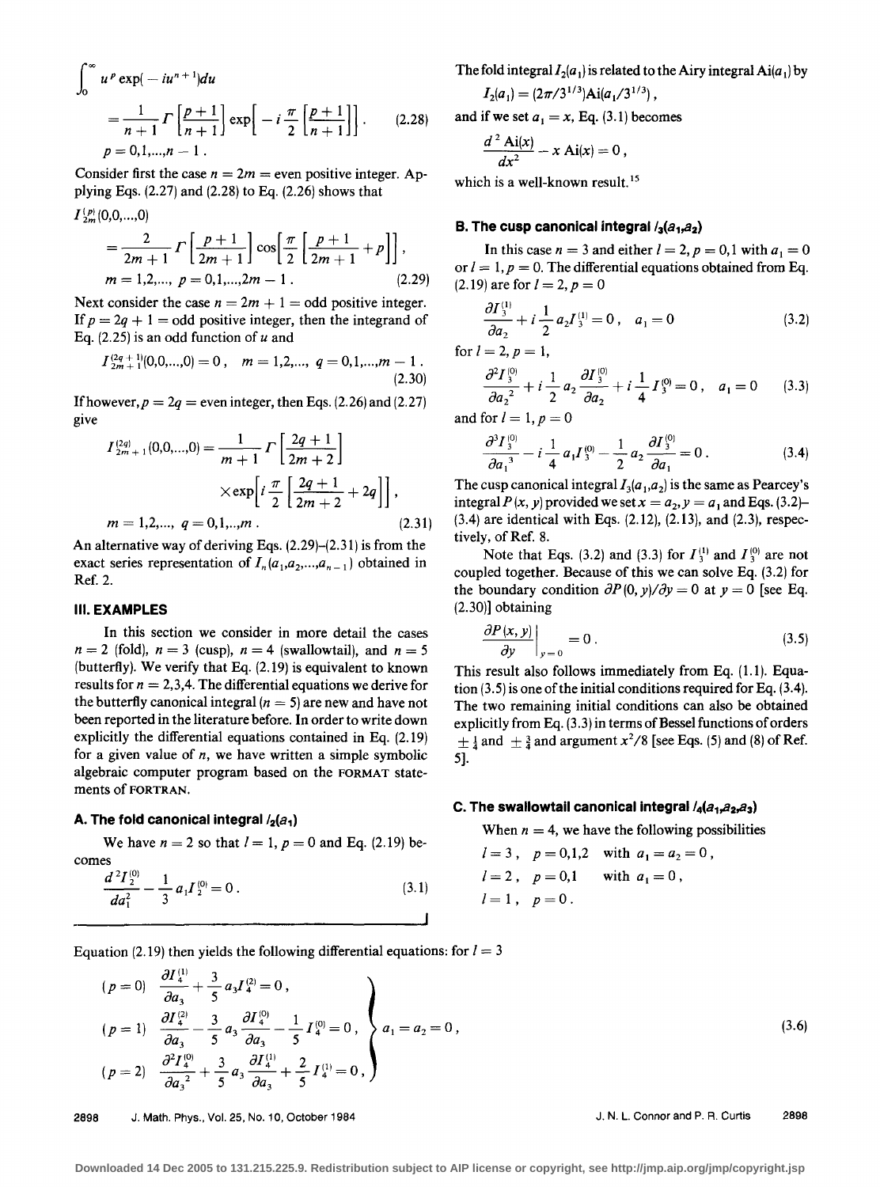$$\int_0^\infty u^p \exp(-iu^{n+1})du$$

$$= \frac{1}{n+1}\Gamma\left[\frac{p+1}{n+1}\right]\exp\left[-i\frac{\pi}{2}\left[\frac{p+1}{n+1}\right]\right], \qquad (2.28)$$

$$p = 0,1,...,n-1 .$$

Consider first the case $n = 2m$ = even positive integer. Applying Eqs. (2.27) and (2.28) to Eq. (2.26) shows that

$$I_{2m}^{(p)}(0,0,...,0)$$

$$= \frac{2}{2m+1}\Gamma\left[\frac{p+1}{2m+1}\right]\cos\left[\frac{\pi}{2}\left[\frac{p+1}{2m+1}+p\right]\right],$$

$$m = 1,2,..., \quad p = 0,1,...,2m-1 . \qquad (2.29)$$

Next consider the case $n = 2m+1$ = odd positive integer. If $p = 2q+1$ = odd positive integer, then the integrand of Eq. (2.25) is an odd function of $u$ and

$$I_{2m+1}^{(2q+1)}(0,0,...,0) = 0 , \quad m = 1,2,..., \quad q = 0,1,...,m-1 . \qquad (2.30)$$

If however, $p = 2q$ = even integer, then Eqs. (2.26) and (2.27) give

$$I_{2m+1}^{(2q)}(0,0,...,0) = \frac{1}{m+1}\Gamma\left[\frac{2q+1}{2m+2}\right] \times\exp\left[i\frac{\pi}{2}\left[\frac{2q+1}{2m+2}+2q\right]\right],$$

$$m = 1,2,..., \quad q = 0,1,..,m . \qquad (2.31)$$

An alternative way of deriving Eqs. (2.29)–(2.31) is from the exact series representation of $I_n(a_1,a_2,...,a_{n-1})$ obtained in Ref. 2.

## III. EXAMPLES

In this section we consider in more detail the cases $n = 2$ (fold), $n = 3$ (cusp), $n = 4$ (swallowtail), and $n = 5$ (butterfly). We verify that Eq. (2.19) is equivalent to known results for $n = 2,3,4$. The differential equations we derive for the butterfly canonical integral ($n = 5$) are new and have not been reported in the literature before. In order to write down explicitly the differential equations contained in Eq. (2.19) for a given value of $n$, we have written a simple symbolic algebraic computer program based on the FORMAT statements of FORTRAN.

### A. The fold canonical integral $I_2(a_1)$

We have $n = 2$ so that $l = 1$, $p = 0$ and Eq. (2.19) becomes

$$\frac{d^2 I_2^{(0)}}{da_1^2} - \frac{1}{3}a_1 I_2^{(0)} = 0 . \qquad (3.1)$$

The fold integral $I_2(a_1)$ is related to the Airy integral $\text{Ai}(a_1)$ by

$$I_2(a_1) = (2\pi/3^{1/3})\text{Ai}(a_1/3^{1/3}) ,$$

and if we set $a_1 = x$, Eq. (3.1) becomes

$$\frac{d^2\,\text{Ai}(x)}{dx^2} - x\,\text{Ai}(x) = 0 ,$$

which is a well-known result.[15]

### B. The cusp canonical integral $I_3(a_1,a_2)$

In this case $n = 3$ and either $l = 2$, $p = 0,1$ with $a_1 = 0$ or $l = 1$, $p = 0$. The differential equations obtained from Eq. (2.19) are for $l = 2$, $p = 0$

$$\frac{\partial I_3^{(1)}}{\partial a_2} + i\frac{1}{2}a_2 I_3^{(1)} = 0 , \quad a_1 = 0 \qquad (3.2)$$

for $l = 2$, $p = 1$,

$$\frac{\partial^2 I_3^{(0)}}{\partial a_2{}^2} + i\frac{1}{2}a_2\frac{\partial I_3^{(0)}}{\partial a_2} + i\frac{1}{4}I_3^{(0)} = 0 , \quad a_1 = 0 \qquad (3.3)$$

and for $l = 1$, $p = 0$

$$\frac{\partial^3 I_3^{(0)}}{\partial a_1{}^3} - i\frac{1}{4}a_1 I_3^{(0)} - \frac{1}{2}a_2\frac{\partial I_3^{(0)}}{\partial a_1} = 0 . \qquad (3.4)$$

The cusp canonical integral $I_3(a_1,a_2)$ is the same as Pearcey's integral $P(x,y)$ provided we set $x = a_2$, $y = a_1$ and Eqs. (3.2)–(3.4) are identical with Eqs. (2.12), (2.13), and (2.3), respectively, of Ref. 8.

Note that Eqs. (3.2) and (3.3) for $I_3^{(1)}$ and $I_3^{(0)}$ are not coupled together. Because of this we can solve Eq. (3.2) for the boundary condition $\partial P(0,y)/\partial y = 0$ at $y = 0$ [see Eq. (2.30)] obtaining

$$\left.\frac{\partial P(x,y)}{\partial y}\right|_{y=0} = 0 . \qquad (3.5)$$

This result also follows immediately from Eq. (1.1). Equation (3.5) is one of the initial conditions required for Eq. (3.4). The two remaining initial conditions can also be obtained explicitly from Eq. (3.3) in terms of Bessel functions of orders $\pm\frac{1}{4}$ and $\pm\frac{3}{4}$ and argument $x^2/8$ [see Eqs. (5) and (8) of Ref. 5].

### C. The swallowtail canonical integral $I_4(a_1,a_2,a_3)$

When $n = 4$, we have the following possibilities

$$l = 3 , \quad p = 0,1,2 \quad \text{with } a_1 = a_2 = 0 ,$$
$$l = 2 , \quad p = 0,1 \quad \text{with } a_1 = 0 ,$$
$$l = 1 , \quad p = 0 .$$

Equation (2.19) then yields the following differential equations: for $l = 3$

$$\left.\begin{aligned}
&(p=0) \quad \frac{\partial I_4^{(1)}}{\partial a_3} + \frac{3}{5}a_3 I_4^{(2)} = 0 ,\\
&(p=1) \quad \frac{\partial I_4^{(2)}}{\partial a_3} - \frac{3}{5}a_3\frac{\partial I_4^{(0)}}{\partial a_3} - \frac{1}{5}I_4^{(0)} = 0 ,\\
&(p=2) \quad \frac{\partial^2 I_4^{(0)}}{\partial a_3{}^2} + \frac{3}{5}a_3\frac{\partial I_4^{(1)}}{\partial a_3} + \frac{2}{5}I_4^{(1)} = 0 ,
\end{aligned}\right\} \quad a_1 = a_2 = 0 , \qquad (3.6)$$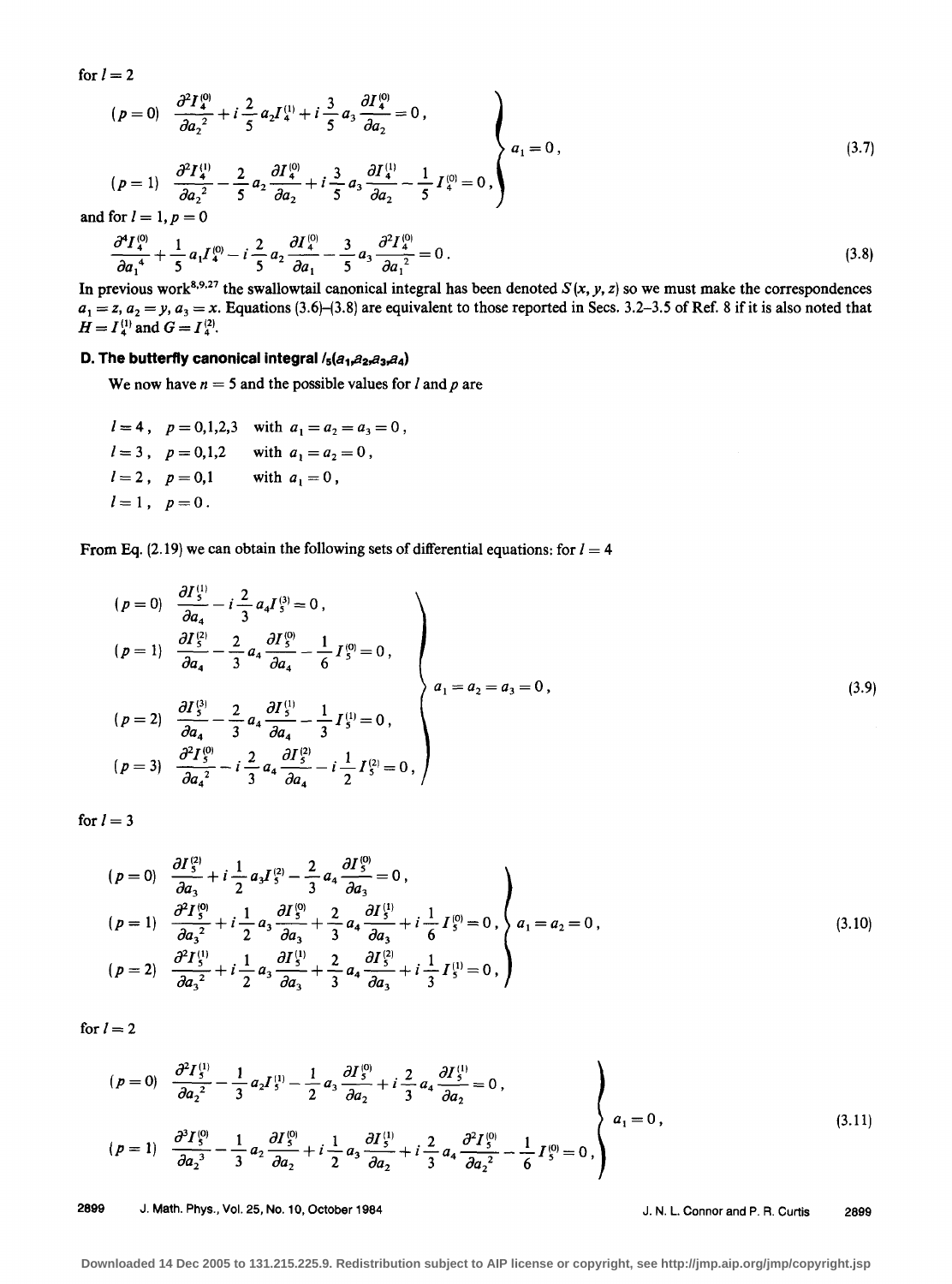for $l = 2$

$$
\left.
\begin{aligned}
&(p=0)\quad \frac{\partial^2 I_4^{(0)}}{\partial a_2^{\,2}} + i\frac{2}{5}a_2 I_4^{(1)} + i\frac{3}{5}a_3\frac{\partial I_4^{(0)}}{\partial a_2} = 0\,,\\
&(p=1)\quad \frac{\partial^2 I_4^{(1)}}{\partial a_2^{\,2}} - \frac{2}{5}a_2\frac{\partial I_4^{(0)}}{\partial a_2} + i\frac{3}{5}a_3\frac{\partial I_4^{(1)}}{\partial a_2} - \frac{1}{5}I_4^{(0)} = 0\,,
\end{aligned}
\right\}\ a_1 = 0\,,
\tag{3.7}
$$

and for $l = 1, p = 0$

$$
\frac{\partial^4 I_4^{(0)}}{\partial a_1^{\,4}} + \frac{1}{5}a_1 I_4^{(0)} - i\frac{2}{5}a_2\frac{\partial I_4^{(0)}}{\partial a_1} - \frac{3}{5}a_3\frac{\partial^2 I_4^{(0)}}{\partial a_1^{\,2}} = 0\,.
\tag{3.8}
$$

In previous work[8,9,27] the swallowtail canonical integral has been denoted $S(x, y, z)$ so we must make the correspondences $a_1 = z$, $a_2 = y$, $a_3 = x$. Equations (3.6)–(3.8) are equivalent to those reported in Secs. 3.2–3.5 of Ref. 8 if it is also noted that $H = I_4^{(1)}$ and $G = I_4^{(2)}$.

### D. The butterfly canonical integral $I_5(a_1,a_2,a_3,a_4)$

We now have $n = 5$ and the possible values for $l$ and $p$ are

$l = 4$, $p = 0,1,2,3$ with $a_1 = a_2 = a_3 = 0$,
$l = 3$, $p = 0,1,2$ with $a_1 = a_2 = 0$,
$l = 2$, $p = 0,1$ with $a_1 = 0$,
$l = 1$, $p = 0$.

From Eq. (2.19) we can obtain the following sets of differential equations: for $l = 4$

$$
\left.
\begin{aligned}
&(p=0)\quad \frac{\partial I_5^{(1)}}{\partial a_4} - i\frac{2}{3}a_4 I_5^{(3)} = 0\,,\\
&(p=1)\quad \frac{\partial I_5^{(2)}}{\partial a_4} - \frac{2}{3}a_4\frac{\partial I_5^{(0)}}{\partial a_4} - \frac{1}{6}I_5^{(0)} = 0\,,\\
&(p=2)\quad \frac{\partial I_5^{(3)}}{\partial a_4} - \frac{2}{3}a_4\frac{\partial I_5^{(1)}}{\partial a_4} - \frac{1}{3}I_5^{(1)} = 0\,,\\
&(p=3)\quad \frac{\partial^2 I_5^{(0)}}{\partial a_4^{\,2}} - i\frac{2}{3}a_4\frac{\partial I_5^{(2)}}{\partial a_4} - i\frac{1}{2}I_5^{(2)} = 0\,,
\end{aligned}
\right\}\ a_1 = a_2 = a_3 = 0\,,
\tag{3.9}
$$

for $l = 3$

$$
\left.
\begin{aligned}
&(p=0)\quad \frac{\partial I_5^{(2)}}{\partial a_3} + i\frac{1}{2}a_3 I_5^{(2)} - \frac{2}{3}a_4\frac{\partial I_5^{(0)}}{\partial a_3} = 0\,,\\
&(p=1)\quad \frac{\partial^2 I_5^{(0)}}{\partial a_3^{\,2}} + i\frac{1}{2}a_3\frac{\partial I_5^{(0)}}{\partial a_3} + \frac{2}{3}a_4\frac{\partial I_5^{(1)}}{\partial a_3} + i\frac{1}{6}I_5^{(0)} = 0\,,\\
&(p=2)\quad \frac{\partial^2 I_5^{(1)}}{\partial a_3^{\,2}} + i\frac{1}{2}a_3\frac{\partial I_5^{(1)}}{\partial a_3} + \frac{2}{3}a_4\frac{\partial I_5^{(2)}}{\partial a_3} + i\frac{1}{3}I_5^{(1)} = 0\,,
\end{aligned}
\right\}\ a_1 = a_2 = 0\,,
\tag{3.10}
$$

for $l = 2$

$$
\left.
\begin{aligned}
&(p=0)\quad \frac{\partial^2 I_5^{(1)}}{\partial a_2^{\,2}} - \frac{1}{3}a_2 I_5^{(1)} - \frac{1}{2}a_3\frac{\partial I_5^{(0)}}{\partial a_2} + i\frac{2}{3}a_4\frac{\partial I_5^{(1)}}{\partial a_2} = 0\,,\\
&(p=1)\quad \frac{\partial^3 I_5^{(0)}}{\partial a_2^{\,3}} - \frac{1}{3}a_2\frac{\partial I_5^{(0)}}{\partial a_2} + i\frac{1}{2}a_3\frac{\partial I_5^{(1)}}{\partial a_2} + i\frac{2}{3}a_4\frac{\partial^2 I_5^{(0)}}{\partial a_2^{\,2}} - \frac{1}{6}I_5^{(0)} = 0\,,
\end{aligned}
\right\}\ a_1 = 0\,,
\tag{3.11}
$$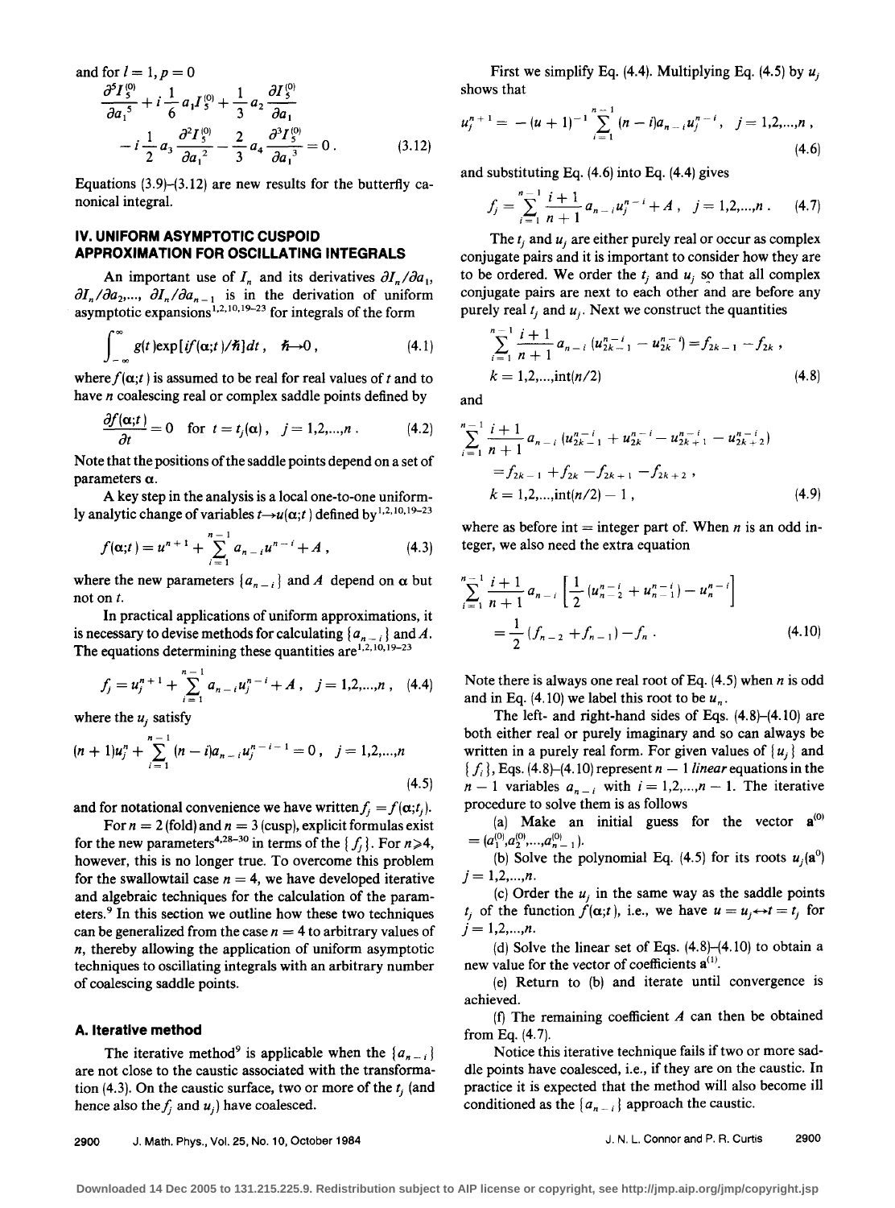and for $l = 1, p = 0$

$$\frac{\partial^5 I_5^{(0)}}{\partial a_1^5} + i\frac{1}{6}a_1 I_5^{(0)} + \frac{1}{3}a_2\frac{\partial I_5^{(0)}}{\partial a_1} - i\frac{1}{2}a_3\frac{\partial^2 I_5^{(0)}}{\partial a_1^2} - \frac{2}{3}a_4\frac{\partial^3 I_5^{(0)}}{\partial a_1^3} = 0\,. \tag{3.12}$$

Equations (3.9)–(3.12) are new results for the butterfly canonical integral.

## IV. UNIFORM ASYMPTOTIC CUSPOID APPROXIMATION FOR OSCILLATING INTEGRALS

An important use of $I_n$ and its derivatives $\partial I_n/\partial a_1$, $\partial I_n/\partial a_2,\ldots, \partial I_n/\partial a_{n-1}$ is in the derivation of uniform asymptotic expansions[1,2,10,19–23] for integrals of the form

$$\int_{-\infty}^{\infty} g(t)\exp[if(\boldsymbol{\alpha};t)/\hbar]dt\,, \quad \hbar\to 0\,, \tag{4.1}$$

where $f(\boldsymbol{\alpha};t)$ is assumed to be real for real values of $t$ and to have $n$ coalescing real or complex saddle points defined by

$$\frac{\partial f(\boldsymbol{\alpha};t)}{\partial t} = 0 \quad \text{for } t = t_j(\boldsymbol{\alpha})\,, \quad j = 1,2,\ldots,n\,. \tag{4.2}$$

Note that the positions of the saddle points depend on a set of parameters $\boldsymbol{\alpha}$.

A key step in the analysis is a local one-to-one uniformly analytic change of variables $t\to u(\boldsymbol{\alpha};t)$ defined by[1,2,10,19–23]

$$f(\boldsymbol{\alpha};t) = u^{n+1} + \sum_{i=1}^{n-1} a_{n-i}u^{n-i} + A\,, \tag{4.3}$$

where the new parameters $\{a_{n-i}\}$ and $A$ depend on $\boldsymbol{\alpha}$ but not on $t$.

In practical applications of uniform approximations, it is necessary to devise methods for calculating $\{a_{n-i}\}$ and $A$. The equations determining these quantities are[1,2,10,19–23]

$$f_j = u_j^{n+1} + \sum_{i=1}^{n-1} a_{n-i}u_j^{n-i} + A\,, \quad j = 1,2,\ldots,n\,, \tag{4.4}$$

where the $u_j$ satisfy

$$(n+1)u_j^n + \sum_{i=1}^{n-1}(n-i)a_{n-i}u_j^{n-i-1} = 0\,, \quad j = 1,2,\ldots,n \tag{4.5}$$

and for notational convenience we have written $f_j = f(\boldsymbol{\alpha};t_j)$.

For $n = 2$ (fold) and $n = 3$ (cusp), explicit formulas exist for the new parameters[4,28–30] in terms of the $\{f_j\}$. For $n\geqslant 4$, however, this is no longer true. To overcome this problem for the swallowtail case $n = 4$, we have developed iterative and algebraic techniques for the calculation of the parameters.[9] In this section we outline how these two techniques can be generalized from the case $n = 4$ to arbitrary values of $n$, thereby allowing the application of uniform asymptotic techniques to oscillating integrals with an arbitrary number of coalescing saddle points.

### A. Iterative method

The iterative method[9] is applicable when the $\{a_{n-i}\}$ are not close to the caustic associated with the transformation (4.3). On the caustic surface, two or more of the $t_j$ (and hence also the $f_j$ and $u_j$) have coalesced.

First we simplify Eq. (4.4). Multiplying Eq. (4.5) by $u_j$ shows that

$$u_j^{n+1} = -(u+1)^{-1}\sum_{i=1}^{n-1}(n-i)a_{n-i}u_j^{n-i}\,, \quad j = 1,2,\ldots,n\,, \tag{4.6}$$

and substituting Eq. (4.6) into Eq. (4.4) gives

$$f_j = \sum_{i=1}^{n-1}\frac{i+1}{n+1}a_{n-i}u_j^{n-i} + A\,, \quad j = 1,2,\ldots,n\,. \tag{4.7}$$

The $t_j$ and $u_j$ are either purely real or occur as complex conjugate pairs and it is important to consider how they are to be ordered. We order the $t_j$ and $u_j$ so that all complex conjugate pairs are next to each other and are before any purely real $t_j$ and $u_j$. Next we construct the quantities

$$\sum_{i=1}^{n-1}\frac{i+1}{n+1}a_{n-i}(u_{2k-1}^{n-i} - u_{2k}^{n-i}) = f_{2k-1} - f_{2k}\,, \quad k = 1,2,\ldots,\text{int}(n/2) \tag{4.8}$$

and

$$\sum_{i=1}^{n-1}\frac{i+1}{n+1}a_{n-i}(u_{2k-1}^{n-i} + u_{2k}^{n-i} - u_{2k+1}^{n-i} - u_{2k+2}^{n-i}) = f_{2k-1} + f_{2k} - f_{2k+1} - f_{2k+2}\,, \quad k = 1,2,\ldots,\text{int}(n/2) - 1\,, \tag{4.9}$$

where as before int = integer part of. When $n$ is an odd integer, we also need the extra equation

$$\sum_{i=1}^{n-1}\frac{i+1}{n+1}a_{n-i}\left[\frac{1}{2}(u_{n-2}^{n-i} + u_{n-1}^{n-i}) - u_n^{n-i}\right] = \frac{1}{2}(f_{n-2} + f_{n-1}) - f_n\,. \tag{4.10}$$

Note there is always one real root of Eq. (4.5) when $n$ is odd and in Eq. (4.10) we label this root to be $u_n$.

The left- and right-hand sides of Eqs. (4.8)–(4.10) are both either real or purely imaginary and so can always be written in a purely real form. For given values of $\{u_j\}$ and $\{f_i\}$, Eqs. (4.8)–(4.10) represent $n-1$ *linear* equations in the $n-1$ variables $a_{n-i}$ with $i = 1,2,\ldots,n-1$. The iterative procedure to solve them is as follows

(a) Make an initial guess for the vector $\mathbf{a}^{(0)} = (a_1^{(0)}, a_2^{(0)},\ldots,a_{n-1}^{(0)})$.

(b) Solve the polynomial Eq. (4.5) for its roots $u_j(\mathbf{a}^0)$ $j = 1,2,\ldots,n$.

(c) Order the $u_j$ in the same way as the saddle points $t_j$ of the function $f(\boldsymbol{\alpha};t)$, i.e., we have $u = u_j\leftrightarrow t = t_j$ for $j = 1,2,\ldots,n$.

(d) Solve the linear set of Eqs. (4.8)–(4.10) to obtain a new value for the vector of coefficients $\mathbf{a}^{(1)}$.

(e) Return to (b) and iterate until convergence is achieved.

(f) The remaining coefficient $A$ can then be obtained from Eq. (4.7).

Notice this iterative technique fails if two or more saddle points have coalesced, i.e., if they are on the caustic. In practice it is expected that the method will also become ill conditioned as the $\{a_{n-i}\}$ approach the caustic.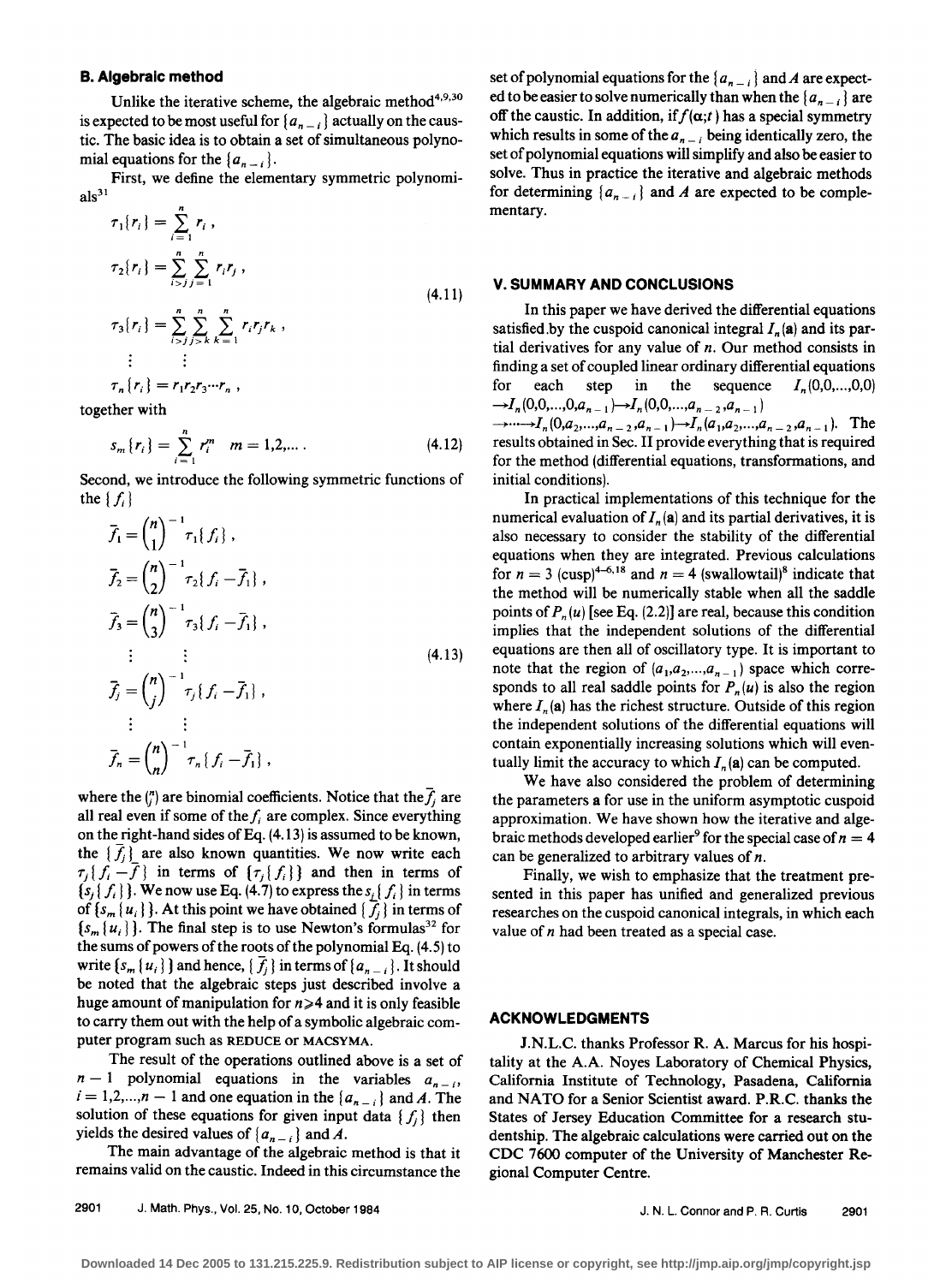### B. Algebraic method

Unlike the iterative scheme, the algebraic method[4,9,30] is expected to be most useful for $\{a_{n-i}\}$ actually on the caustic. The basic idea is to obtain a set of simultaneous polynomial equations for the $\{a_{n-i}\}$.

First, we define the elementary symmetric polynomials[31]

$$
\begin{aligned}
\tau_1\{r_i\} &= \sum_{i=1}^{n} r_i ,\\
\tau_2\{r_i\} &= \sum_{i>j}^{n} \sum_{j=1}^{n} r_i r_j ,\\
\tau_3\{r_i\} &= \sum_{i>j}^{n} \sum_{j>k}^{n} \sum_{k=1}^{n} r_i r_j r_k ,\\
&\vdots \qquad \vdots\\
\tau_n\{r_i\} &= r_1 r_2 r_3 \cdots r_n ,
\end{aligned}
\tag{4.11}
$$

together with

$$
s_m\{r_i\} = \sum_{i=1}^{n} r_i^m \quad m = 1,2,\ldots . \tag{4.12}
$$

Second, we introduce the following symmetric functions of the $\{f_i\}$

$$
\begin{aligned}
\bar{f}_1 &= \binom{n}{1}^{-1} \tau_1\{f_i\} ,\\
\bar{f}_2 &= \binom{n}{2}^{-1} \tau_2\{f_i - \bar{f}_1\} ,\\
\bar{f}_3 &= \binom{n}{3}^{-1} \tau_3\{f_i - \bar{f}_1\} ,\\
&\vdots \qquad \vdots\\
\bar{f}_j &= \binom{n}{j}^{-1} \tau_j\{f_i - \bar{f}_1\} ,\\
&\vdots \qquad \vdots\\
\bar{f}_n &= \binom{n}{n}^{-1} \tau_n\{f_i - \bar{f}_1\} ,
\end{aligned}
\tag{4.13}
$$

where the $\binom{n}{j}$ are binomial coefficients. Notice that the $\bar{f}_j$ are all real even if some of the $f_i$ are complex. Since everything on the right-hand sides of Eq. (4.13) is assumed to be known, the $\{\bar{f}_j\}$ are also known quantities. We now write each $\tau_j\{f_i - \bar{f}\}$ in terms of $\{\tau_j\{f_i\}\}$ and then in terms of $\{s_j\{f_i\}\}$. We now use Eq. (4.7) to express the $s_j\{f_i\}$ in terms of $\{s_m\{u_i\}\}$. At this point we have obtained $\{\bar{f}_j\}$ in terms of $\{s_m\{u_i\}\}$. The final step is to use Newton's formulas[32] for the sums of powers of the roots of the polynomial Eq. (4.5) to write $\{s_m\{u_i\}\}$ and hence, $\{\bar{f}_j\}$ in terms of $\{a_{n-i}\}$. It should be noted that the algebraic steps just described involve a huge amount of manipulation for $n \geqslant 4$ and it is only feasible to carry them out with the help of a symbolic algebraic computer program such as REDUCE or MACSYMA.

The result of the operations outlined above is a set of $n-1$ polynomial equations in the variables $a_{n-i}$, $i = 1,2,\ldots,n-1$ and one equation in the $\{a_{n-i}\}$ and $A$. The solution of these equations for given input data $\{f_j\}$ then yields the desired values of $\{a_{n-i}\}$ and $A$.

The main advantage of the algebraic method is that it remains valid on the caustic. Indeed in this circumstance the set of polynomial equations for the $\{a_{n-i}\}$ and $A$ are expected to be easier to solve numerically than when the $\{a_{n-i}\}$ are off the caustic. In addition, if $f(\alpha;t)$ has a special symmetry which results in some of the $a_{n-i}$ being identically zero, the set of polynomial equations will simplify and also be easier to solve. Thus in practice the iterative and algebraic methods for determining $\{a_{n-i}\}$ and $A$ are expected to be complementary.

## V. SUMMARY AND CONCLUSIONS

In this paper we have derived the differential equations satisfied by the cuspoid canonical integral $I_n(\mathbf{a})$ and its partial derivatives for any value of $n$. Our method consists in finding a set of coupled linear ordinary differential equations for each step in the sequence $I_n(0,0,\ldots,0,0) \rightarrow I_n(0,0,\ldots,0,a_{n-1}) \rightarrow I_n(0,0,\ldots,a_{n-2},a_{n-1}) \rightarrow \cdots \rightarrow I_n(0,a_2,\ldots,a_{n-2},a_{n-1}) \rightarrow I_n(a_1,a_2,\ldots,a_{n-2},a_{n-1})$. The results obtained in Sec. II provide everything that is required for the method (differential equations, transformations, and initial conditions).

In practical implementations of this technique for the numerical evaluation of $I_n(\mathbf{a})$ and its partial derivatives, it is also necessary to consider the stability of the differential equations when they are integrated. Previous calculations for $n = 3$ (cusp)[4–6,18] and $n = 4$ (swallowtail)[8] indicate that the method will be numerically stable when all the saddle points of $P_n(u)$ [see Eq. (2.2)] are real, because this condition implies that the independent solutions of the differential equations are then all of oscillatory type. It is important to note that the region of $(a_1,a_2,\ldots,a_{n-1})$ space which corresponds to all real saddle points for $P_n(u)$ is also the region where $I_n(\mathbf{a})$ has the richest structure. Outside of this region the independent solutions of the differential equations will contain exponentially increasing solutions which will eventually limit the accuracy to which $I_n(\mathbf{a})$ can be computed.

We have also considered the problem of determining the parameters $\mathbf{a}$ for use in the uniform asymptotic cuspoid approximation. We have shown how the iterative and algebraic methods developed earlier[9] for the special case of $n = 4$ can be generalized to arbitrary values of $n$.

Finally, we wish to emphasize that the treatment presented in this paper has unified and generalized previous researches on the cuspoid canonical integrals, in which each value of $n$ had been treated as a special case.

## ACKNOWLEDGMENTS

J.N.L.C. thanks Professor R. A. Marcus for his hospitality at the A.A. Noyes Laboratory of Chemical Physics, California Institute of Technology, Pasadena, California and NATO for a Senior Scientist award. P.R.C. thanks the States of Jersey Education Committee for a research studentship. The algebraic calculations were carried out on the CDC 7600 computer of the University of Manchester Regional Computer Centre.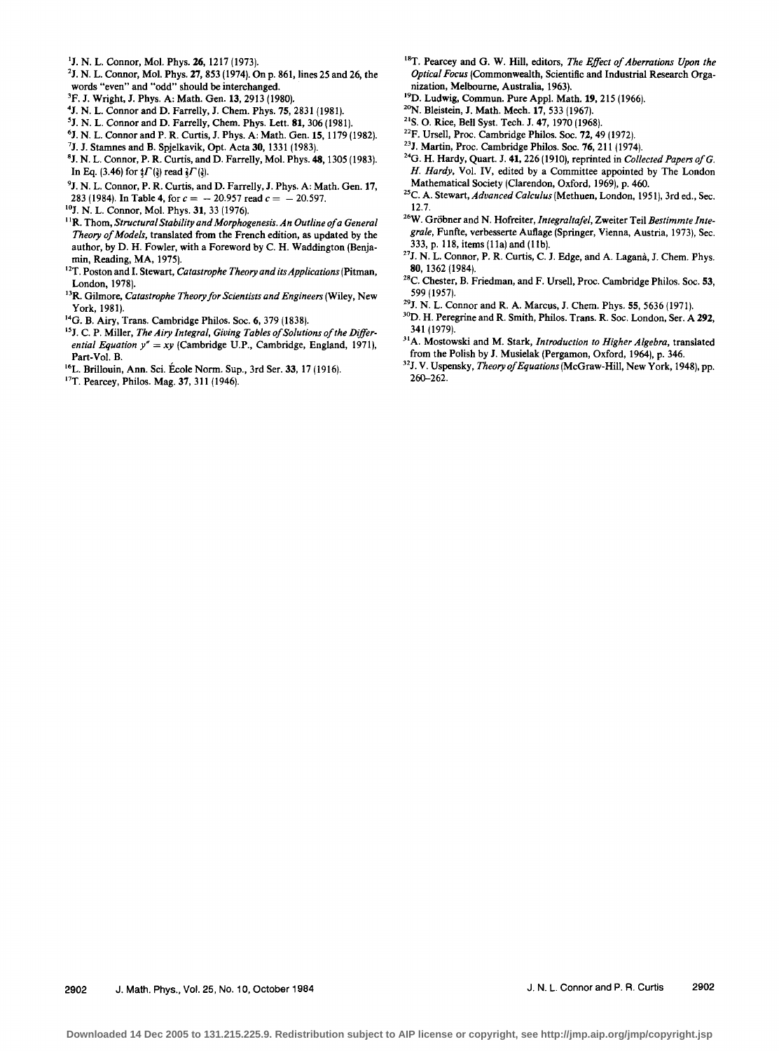[1]J. N. L. Connor, Mol. Phys. **26**, 1217 (1973).

[2]J. N. L. Connor, Mol. Phys. **27**, 853 (1974). On p. 861, lines 25 and 26, the words "even" and "odd" should be interchanged.

[3]F. J. Wright, J. Phys. A: Math. Gen. **13**, 2913 (1980).

[4]J. N. L. Connor and D. Farrelly, J. Chem. Phys. **75**, 2831 (1981).

[5]J. N. L. Connor and D. Farrelly, Chem. Phys. Lett. **81**, 306 (1981).

[6]J. N. L. Connor and P. R. Curtis, J. Phys. A: Math. Gen. **15**, 1179 (1982).

[7]J. J. Stamnes and B. Spjelkavik, Opt. Acta **30**, 1331 (1983).

[8]J. N. L. Connor, P. R. Curtis, and D. Farrelly, Mol. Phys. **48**, 1305 (1983). In Eq. (3.46) for $\frac{4}{3}\Gamma(\frac{1}{3})$ read $\frac{2}{3}\Gamma(\frac{1}{3})$.

[9]J. N. L. Connor, P. R. Curtis, and D. Farrelly, J. Phys. A: Math. Gen. **17**, 283 (1984). In Table 4, for $c = -20.957$ read $c = -20.597$.

[10]J. N. L. Connor, Mol. Phys. **31**, 33 (1976).

[11]R. Thom, *Structural Stability and Morphogenesis. An Outline of a General Theory of Models*, translated from the French edition, as updated by the author, by D. H. Fowler, with a Foreword by C. H. Waddington (Benjamin, Reading, MA, 1975).

[12]T. Poston and I. Stewart, *Catastrophe Theory and its Applications* (Pitman, London, 1978).

[13]R. Gilmore, *Catastrophe Theory for Scientists and Engineers* (Wiley, New York, 1981).

[14]G. B. Airy, Trans. Cambridge Philos. Soc. **6**, 379 (1838).

[15]J. C. P. Miller, *The Airy Integral, Giving Tables of Solutions of the Differential Equation $y'' = xy$* (Cambridge U.P., Cambridge, England, 1971), Part-Vol. B.

[16]L. Brillouin, Ann. Sci. École Norm. Sup., 3rd Ser. **33**, 17 (1916).

[17]T. Pearcey, Philos. Mag. **37**, 311 (1946).

[18]T. Pearcey and G. W. Hill, editors, *The Effect of Aberrations Upon the Optical Focus* (Commonwealth, Scientific and Industrial Research Organization, Melbourne, Australia, 1963).

[19]D. Ludwig, Commun. Pure Appl. Math. **19**, 215 (1966).

[20]N. Bleistein, J. Math. Mech. **17**, 533 (1967).

[21]S. O. Rice, Bell Syst. Tech. J. **47**, 1970 (1968).

[22]F. Ursell, Proc. Cambridge Philos. Soc. **72**, 49 (1972).

[23]J. Martin, Proc. Cambridge Philos. Soc. **76**, 211 (1974).

[24]G. H. Hardy, Quart. J. **41**, 226 (1910), reprinted in *Collected Papers of G. H. Hardy*, Vol. IV, edited by a Committee appointed by The London Mathematical Society (Clarendon, Oxford, 1969), p. 460.

[25]C. A. Stewart, *Advanced Calculus* (Methuen, London, 1951), 3rd ed., Sec. 12.7.

[26]W. Gröbner and N. Hofreiter, *Integraltafel*, Zweiter Teil *Bestimmte Integrale*, Funfte, verbesserte Auflage (Springer, Vienna, Austria, 1973), Sec. 333, p. 118, items (11a) and (11b).

[27]J. N. L. Connor, P. R. Curtis, C. J. Edge, and A. Laganà, J. Chem. Phys. **80**, 1362 (1984).

[28]C. Chester, B. Friedman, and F. Ursell, Proc. Cambridge Philos. Soc. **53**, 599 (1957).

[29]J. N. L. Connor and R. A. Marcus, J. Chem. Phys. **55**, 5636 (1971).

[30]D. H. Peregrine and R. Smith, Philos. Trans. R. Soc. London, Ser. A **292**, 341 (1979).

[31]A. Mostowski and M. Stark, *Introduction to Higher Algebra*, translated from the Polish by J. Musielak (Pergamon, Oxford, 1964), p. 346.

[32]J. V. Uspensky, *Theory of Equations* (McGraw-Hill, New York, 1948), pp. 260–262.